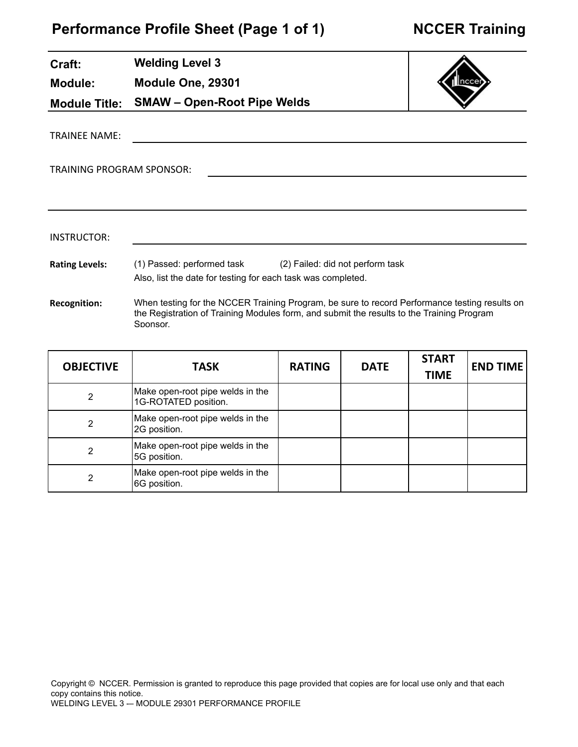# Performance Profile Sheet (Page 1 of 1) NCCER Training

**Craft:** Welding Level 3

**Module:** Module One, 29301

**Module Title:** SMAW – Open-Root Pipe Welds

TRAINEE NAME: ______________________________

TRAINING PROGRAM SPONSOR: ______________________________

______________________________

INSTRUCTOR: ______________________________

**Rating Levels:** (1) Passed: performed task (2) Failed: did not perform task
Also, list the date for testing for each task was completed.

**Recognition:** When testing for the NCCER Training Program, be sure to record Performance testing results on the Registration of Training Modules form, and submit the results to the Training Program Sponsor.

| OBJECTIVE | TASK | RATING | DATE | START TIME | END TIME |
|---|---|---|---|---|---|
| 2 | Make open-root pipe welds in the 1G-ROTATED position. | | | | |
| 2 | Make open-root pipe welds in the 2G position. | | | | |
| 2 | Make open-root pipe welds in the 5G position. | | | | |
| 2 | Make open-root pipe welds in the 6G position. | | | | |

Copyright © NCCER. Permission is granted to reproduce this page provided that copies are for local use only and that each copy contains this notice.
WELDING LEVEL 3 -– MODULE 29301 PERFORMANCE PROFILE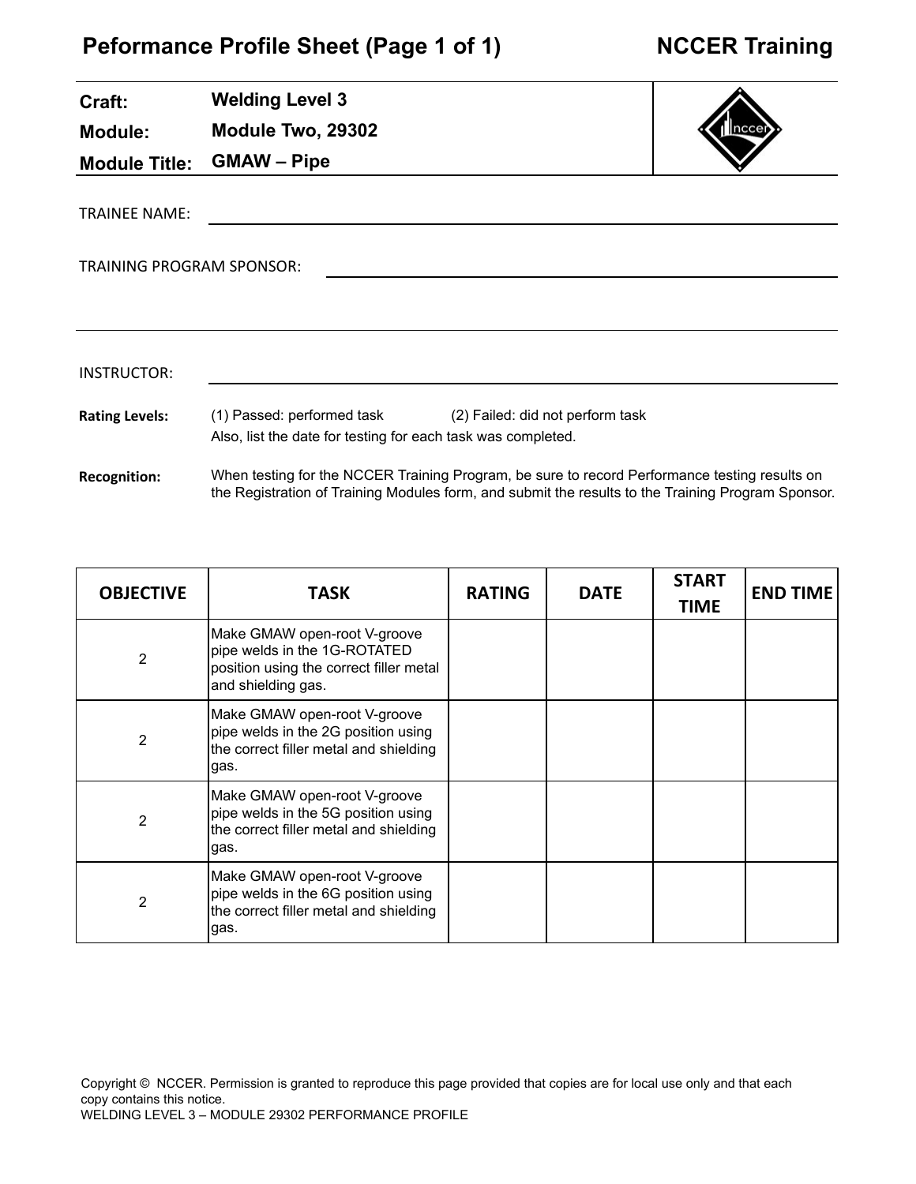# Peformance Profile Sheet (Page 1 of 1) NCCER Training

**Craft:** Welding Level 3

**Module:** Module Two, 29302

**Module Title:** GMAW – Pipe

TRAINEE NAME: ______________________________

TRAINING PROGRAM SPONSOR: ______________________________

INSTRUCTOR: ______________________________

**Rating Levels:** (1) Passed: performed task (2) Failed: did not perform task
Also, list the date for testing for each task was completed.

**Recognition:** When testing for the NCCER Training Program, be sure to record Performance testing results on the Registration of Training Modules form, and submit the results to the Training Program Sponsor.

| OBJECTIVE | TASK | RATING | DATE | START TIME | END TIME |
|---|---|---|---|---|---|
| 2 | Make GMAW open-root V-groove pipe welds in the 1G-ROTATED position using the correct filler metal and shielding gas. | | | | |
| 2 | Make GMAW open-root V-groove pipe welds in the 2G position using the correct filler metal and shielding gas. | | | | |
| 2 | Make GMAW open-root V-groove pipe welds in the 5G position using the correct filler metal and shielding gas. | | | | |
| 2 | Make GMAW open-root V-groove pipe welds in the 6G position using the correct filler metal and shielding gas. | | | | |

Copyright © NCCER. Permission is granted to reproduce this page provided that copies are for local use only and that each copy contains this notice.
WELDING LEVEL 3 – MODULE 29302 PERFORMANCE PROFILE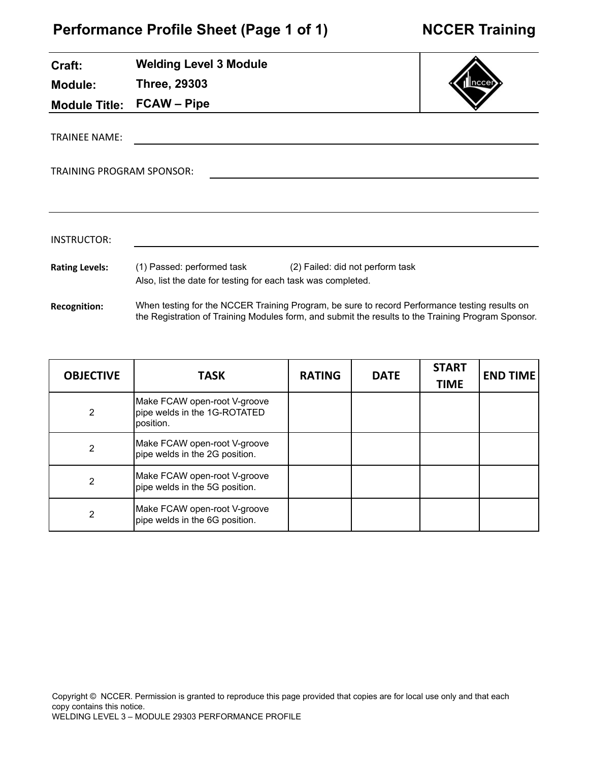# Performance Profile Sheet (Page 1 of 1) NCCER Training

**Craft:** Welding Level 3 Module
**Module:** Three, 29303
**Module Title:** FCAW – Pipe

TRAINEE NAME: ______________________________

TRAINING PROGRAM SPONSOR: ______________________________

INSTRUCTOR: ______________________________

**Rating Levels:** (1) Passed: performed task (2) Failed: did not perform task
Also, list the date for testing for each task was completed.

**Recognition:** When testing for the NCCER Training Program, be sure to record Performance testing results on the Registration of Training Modules form, and submit the results to the Training Program Sponsor.

| OBJECTIVE | TASK | RATING | DATE | START TIME | END TIME |
|---|---|---|---|---|---|
| 2 | Make FCAW open-root V-groove pipe welds in the 1G-ROTATED position. | | | | |
| 2 | Make FCAW open-root V-groove pipe welds in the 2G position. | | | | |
| 2 | Make FCAW open-root V-groove pipe welds in the 5G position. | | | | |
| 2 | Make FCAW open-root V-groove pipe welds in the 6G position. | | | | |

Copyright © NCCER. Permission is granted to reproduce this page provided that copies are for local use only and that each copy contains this notice.
WELDING LEVEL 3 – MODULE 29303 PERFORMANCE PROFILE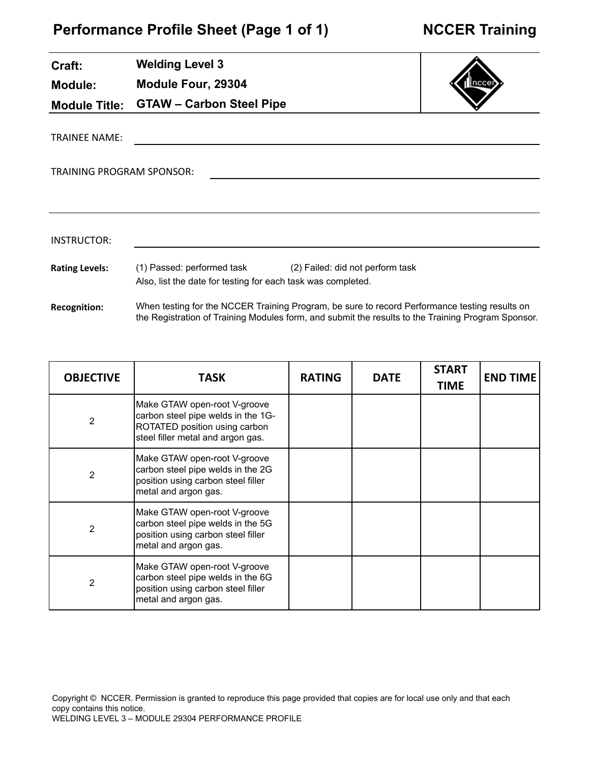# Performance Profile Sheet (Page 1 of 1) — NCCER Training

**Craft:** Welding Level 3

**Module:** Module Four, 29304

**Module Title:** GTAW – Carbon Steel Pipe

TRAINEE NAME: ______________________________

TRAINING PROGRAM SPONSOR: ______________________________

INSTRUCTOR: ______________________________

**Rating Levels:** (1) Passed: performed task (2) Failed: did not perform task
Also, list the date for testing for each task was completed.

**Recognition:** When testing for the NCCER Training Program, be sure to record Performance testing results on the Registration of Training Modules form, and submit the results to the Training Program Sponsor.

| OBJECTIVE | TASK | RATING | DATE | START TIME | END TIME |
|---|---|---|---|---|---|
| 2 | Make GTAW open-root V-groove carbon steel pipe welds in the 1G-ROTATED position using carbon steel filler metal and argon gas. | | | | |
| 2 | Make GTAW open-root V-groove carbon steel pipe welds in the 2G position using carbon steel filler metal and argon gas. | | | | |
| 2 | Make GTAW open-root V-groove carbon steel pipe welds in the 5G position using carbon steel filler metal and argon gas. | | | | |
| 2 | Make GTAW open-root V-groove carbon steel pipe welds in the 6G position using carbon steel filler metal and argon gas. | | | | |

Copyright © NCCER. Permission is granted to reproduce this page provided that copies are for local use only and that each copy contains this notice.
WELDING LEVEL 3 – MODULE 29304 PERFORMANCE PROFILE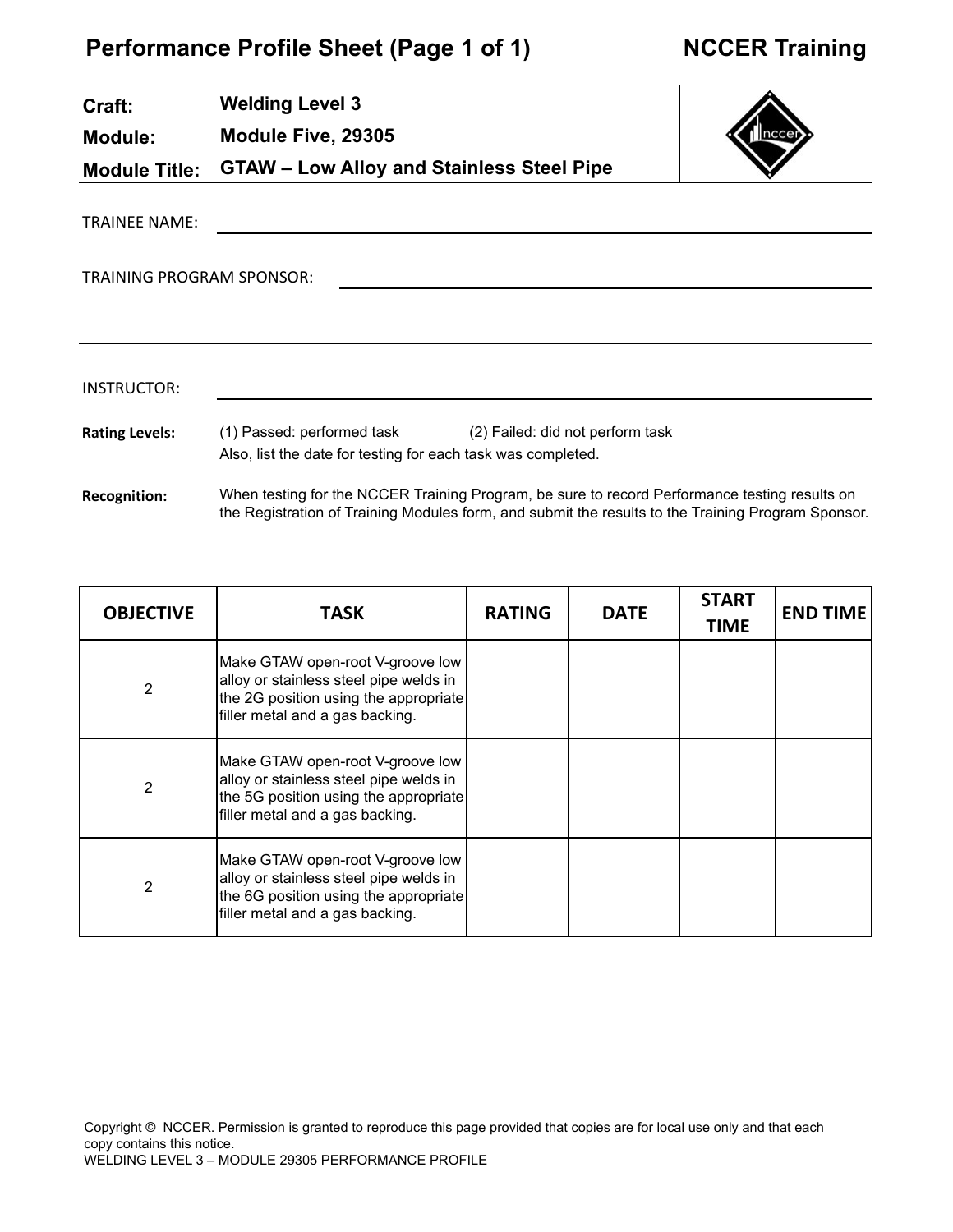# Performance Profile Sheet (Page 1 of 1)

**NCCER Training**

| | |
|---|---|
| **Craft:** | **Welding Level 3** |
| **Module:** | **Module Five, 29305** |
| **Module Title:** | **GTAW – Low Alloy and Stainless Steel Pipe** |

TRAINEE NAME: ______________________________

TRAINING PROGRAM SPONSOR: ______________________________

INSTRUCTOR: ______________________________

**Rating Levels:** (1) Passed: performed task (2) Failed: did not perform task
Also, list the date for testing for each task was completed.

**Recognition:** When testing for the NCCER Training Program, be sure to record Performance testing results on the Registration of Training Modules form, and submit the results to the Training Program Sponsor.

| OBJECTIVE | TASK | RATING | DATE | START TIME | END TIME |
|---|---|---|---|---|---|
| 2 | Make GTAW open-root V-groove low alloy or stainless steel pipe welds in the 2G position using the appropriate filler metal and a gas backing. | | | | |
| 2 | Make GTAW open-root V-groove low alloy or stainless steel pipe welds in the 5G position using the appropriate filler metal and a gas backing. | | | | |
| 2 | Make GTAW open-root V-groove low alloy or stainless steel pipe welds in the 6G position using the appropriate filler metal and a gas backing. | | | | |

Copyright © NCCER. Permission is granted to reproduce this page provided that copies are for local use only and that each copy contains this notice.
WELDING LEVEL 3 – MODULE 29305 PERFORMANCE PROFILE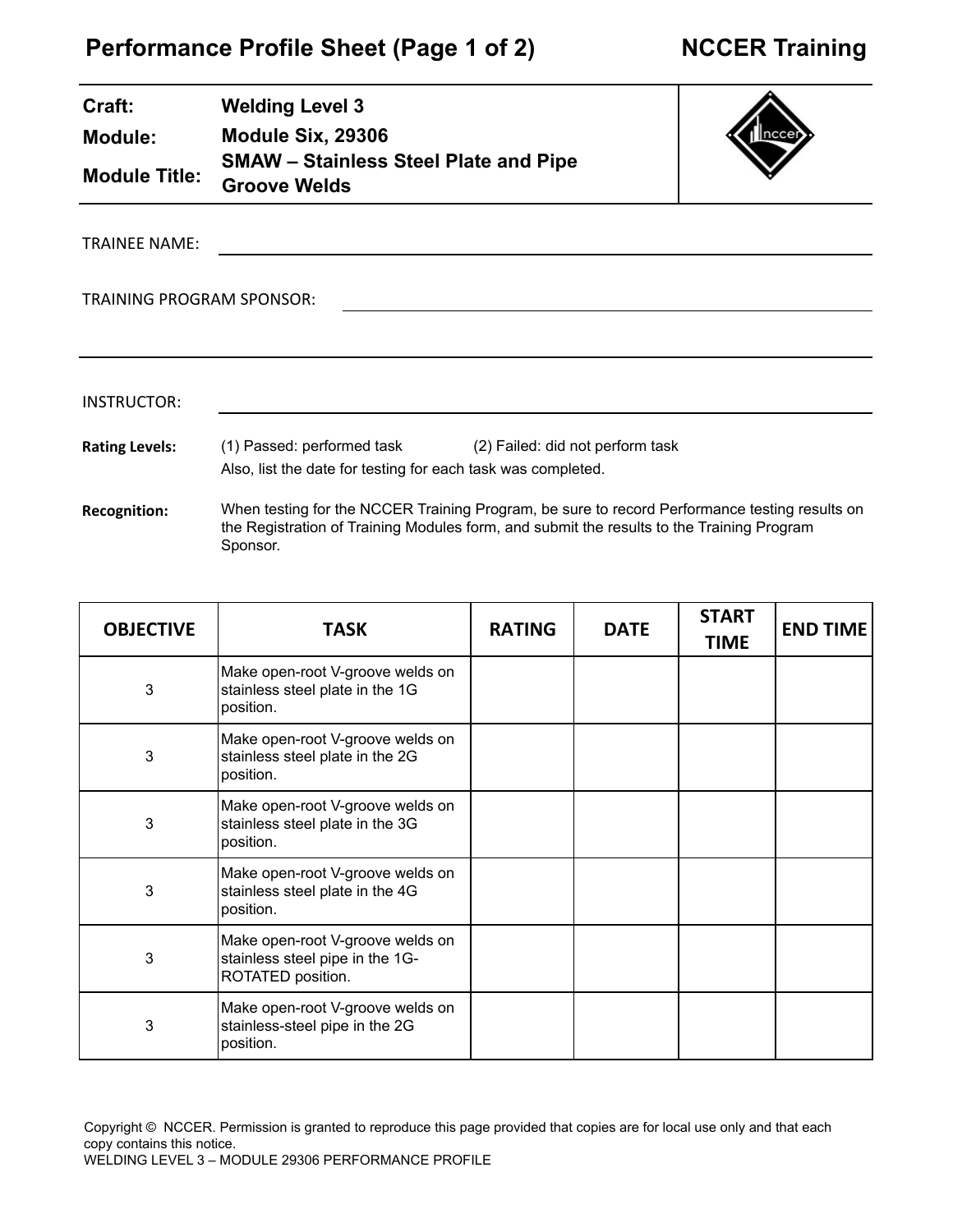# Performance Profile Sheet (Page 1 of 2) — NCCER Training

| | |
|---|---|
| **Craft:** | **Welding Level 3** |
| **Module:** | **Module Six, 29306** |
| **Module Title:** | **SMAW – Stainless Steel Plate and Pipe Groove Welds** |

TRAINEE NAME: ______________________________

TRAINING PROGRAM SPONSOR: ______________________________

INSTRUCTOR: ______________________________

**Rating Levels:** (1) Passed: performed task (2) Failed: did not perform task
Also, list the date for testing for each task was completed.

**Recognition:** When testing for the NCCER Training Program, be sure to record Performance testing results on the Registration of Training Modules form, and submit the results to the Training Program Sponsor.

| OBJECTIVE | TASK | RATING | DATE | START TIME | END TIME |
|---|---|---|---|---|---|
| 3 | Make open-root V-groove welds on stainless steel plate in the 1G position. | | | | |
| 3 | Make open-root V-groove welds on stainless steel plate in the 2G position. | | | | |
| 3 | Make open-root V-groove welds on stainless steel plate in the 3G position. | | | | |
| 3 | Make open-root V-groove welds on stainless steel plate in the 4G position. | | | | |
| 3 | Make open-root V-groove welds on stainless steel pipe in the 1G-ROTATED position. | | | | |
| 3 | Make open-root V-groove welds on stainless-steel pipe in the 2G position. | | | | |

Copyright © NCCER. Permission is granted to reproduce this page provided that copies are for local use only and that each copy contains this notice.
WELDING LEVEL 3 – MODULE 29306 PERFORMANCE PROFILE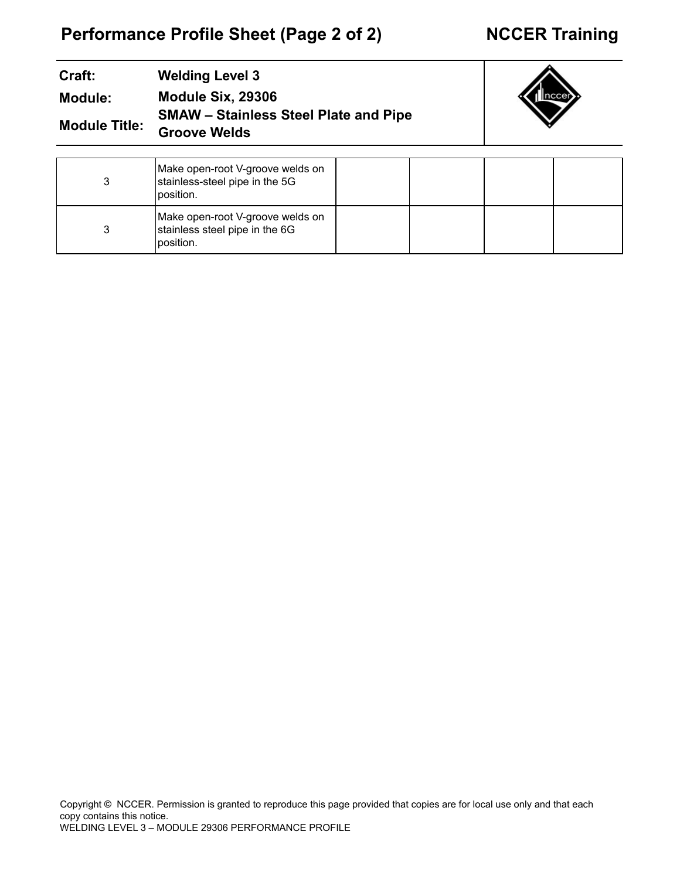# Performance Profile Sheet (Page 2 of 2)

**NCCER Training**

| | |
|---|---|
| **Craft:** | **Welding Level 3** |
| **Module:** | **Module Six, 29306** |
| **Module Title:** | **SMAW – Stainless Steel Plate and Pipe Groove Welds** |

| | | | | | |
|---|---|---|---|---|---|
| 3 | Make open-root V-groove welds on stainless-steel pipe in the 5G position. | | | | |
| 3 | Make open-root V-groove welds on stainless steel pipe in the 6G position. | | | | |

Copyright © NCCER. Permission is granted to reproduce this page provided that copies are for local use only and that each copy contains this notice.

WELDING LEVEL 3 – MODULE 29306 PERFORMANCE PROFILE